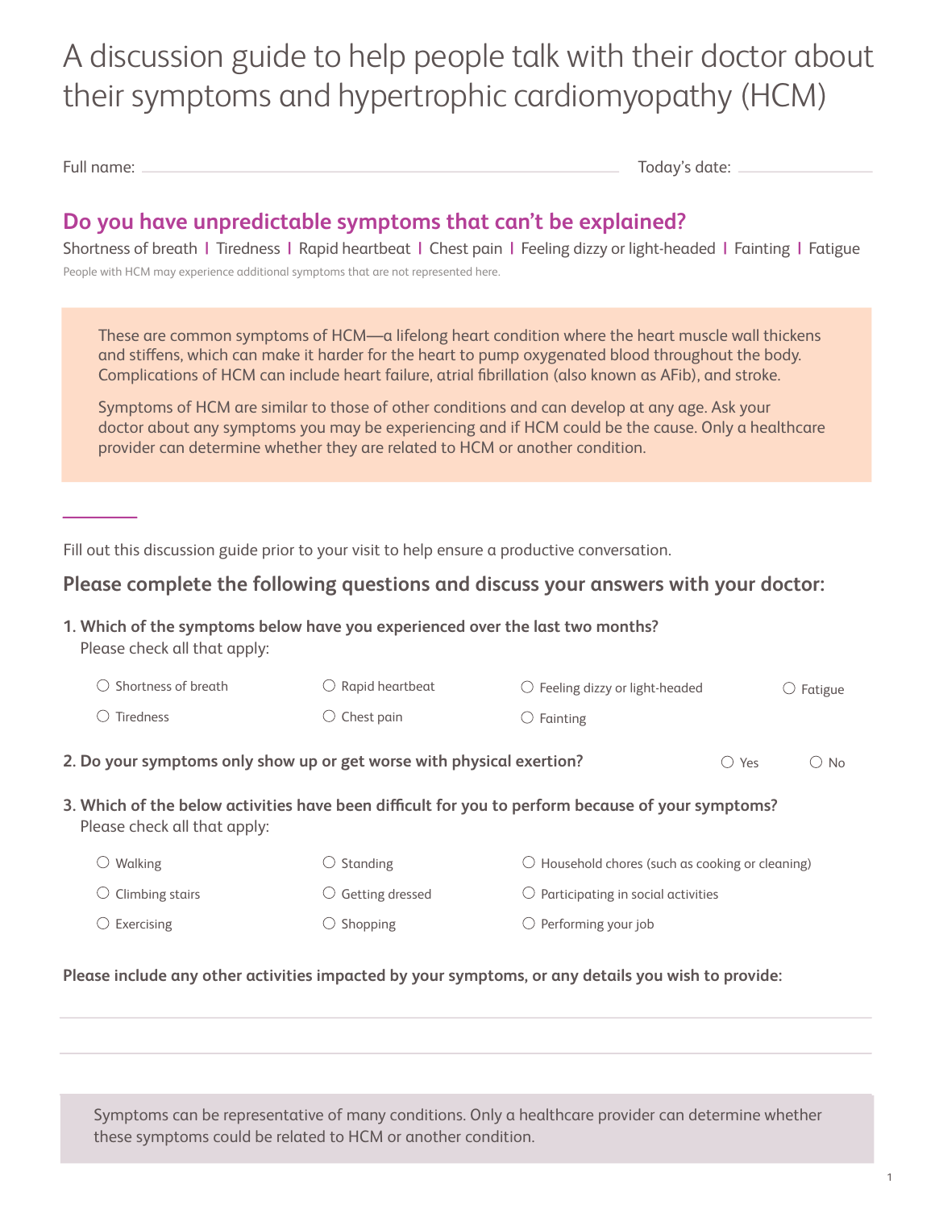# A discussion guide to help people talk with their doctor about their symptoms and hypertrophic cardiomyopathy (HCM)

Full name: ______________________ Today's date: __________

## Do you have unpredictable symptoms that can't be explained?

Shortness of breath | Tiredness | Rapid heartbeat | Chest pain | Feeling dizzy or light-headed | Fainting | Fatigue

People with HCM may experience additional symptoms that are not represented here.

These are common symptoms of HCM—a lifelong heart condition where the heart muscle wall thickens and stiffens, which can make it harder for the heart to pump oxygenated blood throughout the body. Complications of HCM can include heart failure, atrial fibrillation (also known as AFib), and stroke.

Symptoms of HCM are similar to those of other conditions and can develop at any age. Ask your doctor about any symptoms you may be experiencing and if HCM could be the cause. Only a healthcare provider can determine whether they are related to HCM or another condition.

Fill out this discussion guide prior to your visit to help ensure a productive conversation.

### Please complete the following questions and discuss your answers with your doctor:

**1. Which of the symptoms below have you experienced over the last two months?**
Please check all that apply:

- ○ Shortness of breath
- ○ Rapid heartbeat
- ○ Feeling dizzy or light-headed
- ○ Fatigue
- ○ Tiredness
- ○ Chest pain
- ○ Fainting

**2. Do your symptoms only show up or get worse with physical exertion?** ○ Yes ○ No

**3. Which of the below activities have been difficult for you to perform because of your symptoms?**
Please check all that apply:

- ○ Walking
- ○ Standing
- ○ Household chores (such as cooking or cleaning)
- ○ Climbing stairs
- ○ Getting dressed
- ○ Participating in social activities
- ○ Exercising
- ○ Shopping
- ○ Performing your job

**Please include any other activities impacted by your symptoms, or any details you wish to provide:**

______________________________________________

______________________________________________

Symptoms can be representative of many conditions. Only a healthcare provider can determine whether these symptoms could be related to HCM or another condition.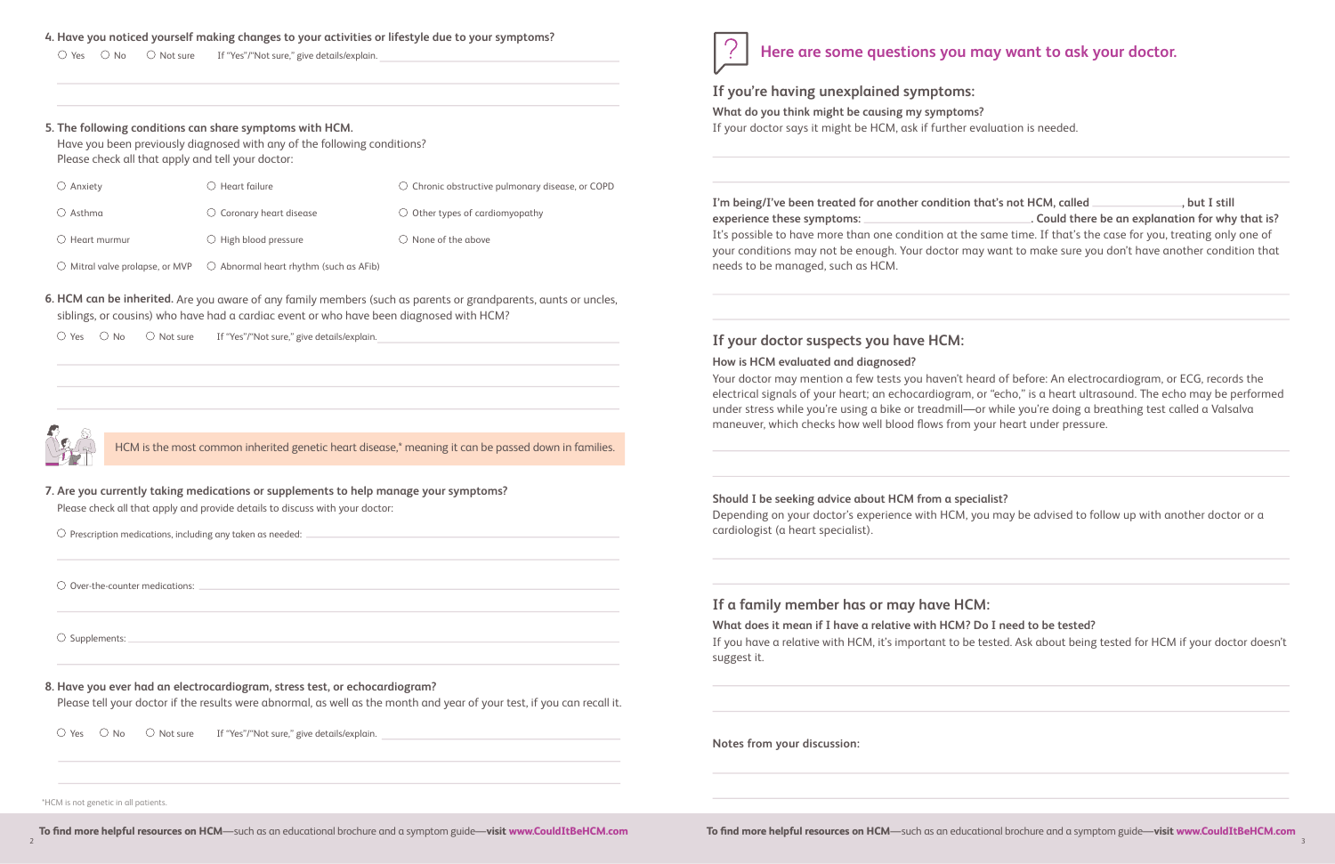**4. Have you noticed yourself making changes to your activities or lifestyle due to your symptoms?**

○ Yes ○ No ○ Not sure If "Yes"/"Not sure," give details/explain. ____________________

____________________

____________________

**5. The following conditions can share symptoms with HCM.**
Have you been previously diagnosed with any of the following conditions?
Please check all that apply and tell your doctor:

| | | |
|---|---|---|
| ○ Anxiety | ○ Heart failure | ○ Chronic obstructive pulmonary disease, or COPD |
| ○ Asthma | ○ Coronary heart disease | ○ Other types of cardiomyopathy |
| ○ Heart murmur | ○ High blood pressure | ○ None of the above |
| ○ Mitral valve prolapse, or MVP | ○ Abnormal heart rhythm (such as AFib) | |

**6. HCM can be inherited.** Are you aware of any family members (such as parents or grandparents, aunts or uncles, siblings, or cousins) who have had a cardiac event or who have been diagnosed with HCM?

○ Yes ○ No ○ Not sure If "Yes"/"Not sure," give details/explain. ____________________

____________________

____________________

HCM is the most common inherited genetic heart disease,* meaning it can be passed down in families.

**7. Are you currently taking medications or supplements to help manage your symptoms?**
Please check all that apply and provide details to discuss with your doctor:

○ Prescription medications, including any taken as needed: ____________________

____________________

○ Over-the-counter medications: ____________________

____________________

○ Supplements: ____________________

____________________

**8. Have you ever had an electrocardiogram, stress test, or echocardiogram?**
Please tell your doctor if the results were abnormal, as well as the month and year of your test, if you can recall it.

○ Yes ○ No ○ Not sure If "Yes"/"Not sure," give details/explain. ____________________

____________________

____________________

*HCM is not genetic in all patients.

**To find more helpful resources on HCM**—such as an educational brochure and a symptom guide—**visit www.CouldItBeHCM.com**

## Here are some questions you may want to ask your doctor.

### If you're having unexplained symptoms:

**What do you think might be causing my symptoms?**
If your doctor says it might be HCM, ask if further evaluation is needed.

____________________

____________________

**I'm being/I've been treated for another condition that's not HCM, called ____________, but I still experience these symptoms: ____________________. Could there be an explanation for why that is?**
It's possible to have more than one condition at the same time. If that's the case for you, treating only one of your conditions may not be enough. Your doctor may want to make sure you don't have another condition that needs to be managed, such as HCM.

____________________

____________________

### If your doctor suspects you have HCM:

**How is HCM evaluated and diagnosed?**
Your doctor may mention a few tests you haven't heard of before: An electrocardiogram, or ECG, records the electrical signals of your heart; an echocardiogram, or "echo," is a heart ultrasound. The echo may be performed under stress while you're using a bike or treadmill—or while you're doing a breathing test called a Valsalva maneuver, which checks how well blood flows from your heart under pressure.

____________________

____________________

**Should I be seeking advice about HCM from a specialist?**
Depending on your doctor's experience with HCM, you may be advised to follow up with another doctor or a cardiologist (a heart specialist).

____________________

____________________

### If a family member has or may have HCM:

**What does it mean if I have a relative with HCM? Do I need to be tested?**
If you have a relative with HCM, it's important to be tested. Ask about being tested for HCM if your doctor doesn't suggest it.

____________________

____________________

**Notes from your discussion:**

____________________

____________________

**To find more helpful resources on HCM**—such as an educational brochure and a symptom guide—**visit www.CouldItBeHCM.com**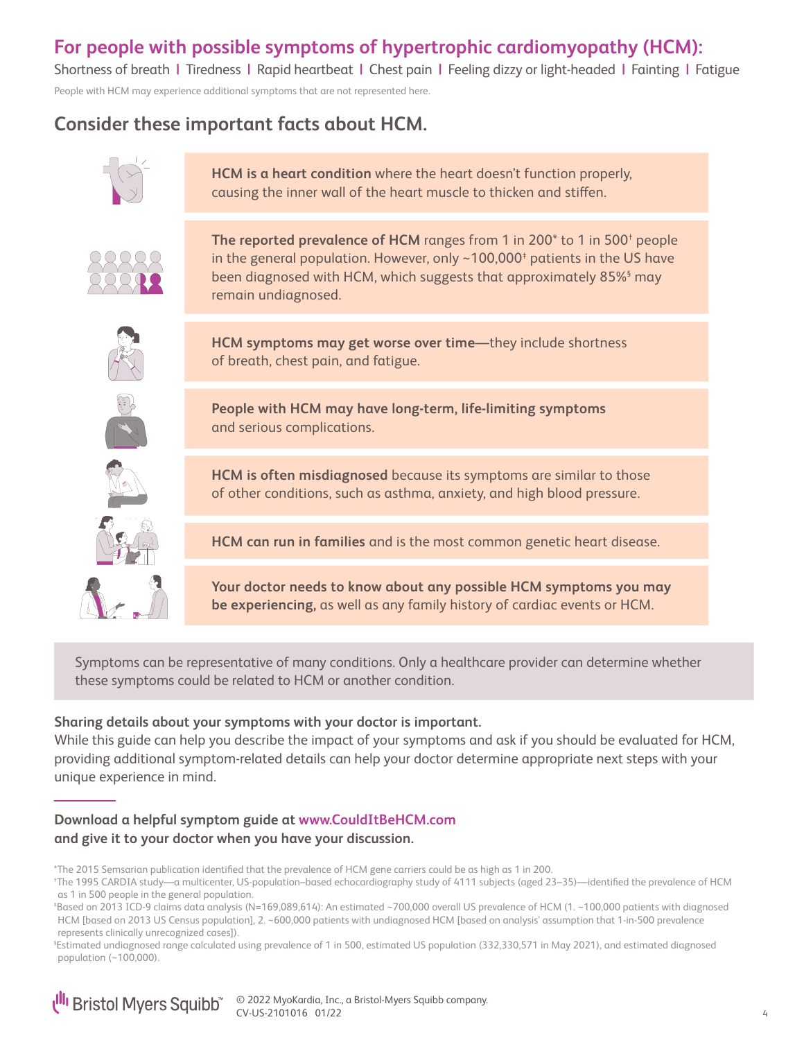## For people with possible symptoms of hypertrophic cardiomyopathy (HCM):

Shortness of breath | Tiredness | Rapid heartbeat | Chest pain | Feeling dizzy or light-headed | Fainting | Fatigue

People with HCM may experience additional symptoms that are not represented here.

## Consider these important facts about HCM.

**HCM is a heart condition** where the heart doesn't function properly, causing the inner wall of the heart muscle to thicken and stiffen.

**The reported prevalence of HCM** ranges from 1 in 200* to 1 in 500† people in the general population. However, only ~100,000‡ patients in the US have been diagnosed with HCM, which suggests that approximately 85%§ may remain undiagnosed.

**HCM symptoms may get worse over time**—they include shortness of breath, chest pain, and fatigue.

**People with HCM may have long-term, life-limiting symptoms** and serious complications.

**HCM is often misdiagnosed** because its symptoms are similar to those of other conditions, such as asthma, anxiety, and high blood pressure.

**HCM can run in families** and is the most common genetic heart disease.

**Your doctor needs to know about any possible HCM symptoms you may be experiencing,** as well as any family history of cardiac events or HCM.

Symptoms can be representative of many conditions. Only a healthcare provider can determine whether these symptoms could be related to HCM or another condition.

**Sharing details about your symptoms with your doctor is important.**
While this guide can help you describe the impact of your symptoms and ask if you should be evaluated for HCM, providing additional symptom-related details can help your doctor determine appropriate next steps with your unique experience in mind.

**Download a helpful symptom guide at www.CouldItBeHCM.com and give it to your doctor when you have your discussion.**

*The 2015 Semsarian publication identified that the prevalence of HCM gene carriers could be as high as 1 in 200.
†The 1995 CARDIA study—a multicenter, US-population–based echocardiography study of 4111 subjects (aged 23–35)—identified the prevalence of HCM as 1 in 500 people in the general population.
‡Based on 2013 ICD-9 claims data analysis (N=169,089,614): An estimated ~700,000 overall US prevalence of HCM (1. ~100,000 patients with diagnosed HCM [based on 2013 US Census population], 2. ~600,000 patients with undiagnosed HCM [based on analysis' assumption that 1-in-500 prevalence represents clinically unrecognized cases]).
§Estimated undiagnosed range calculated using prevalence of 1 in 500, estimated US population (332,330,571 in May 2021), and estimated diagnosed population (~100,000).

Bristol Myers Squibb™ © 2022 MyoKardia, Inc., a Bristol-Myers Squibb company.
CV-US-2101016 01/22